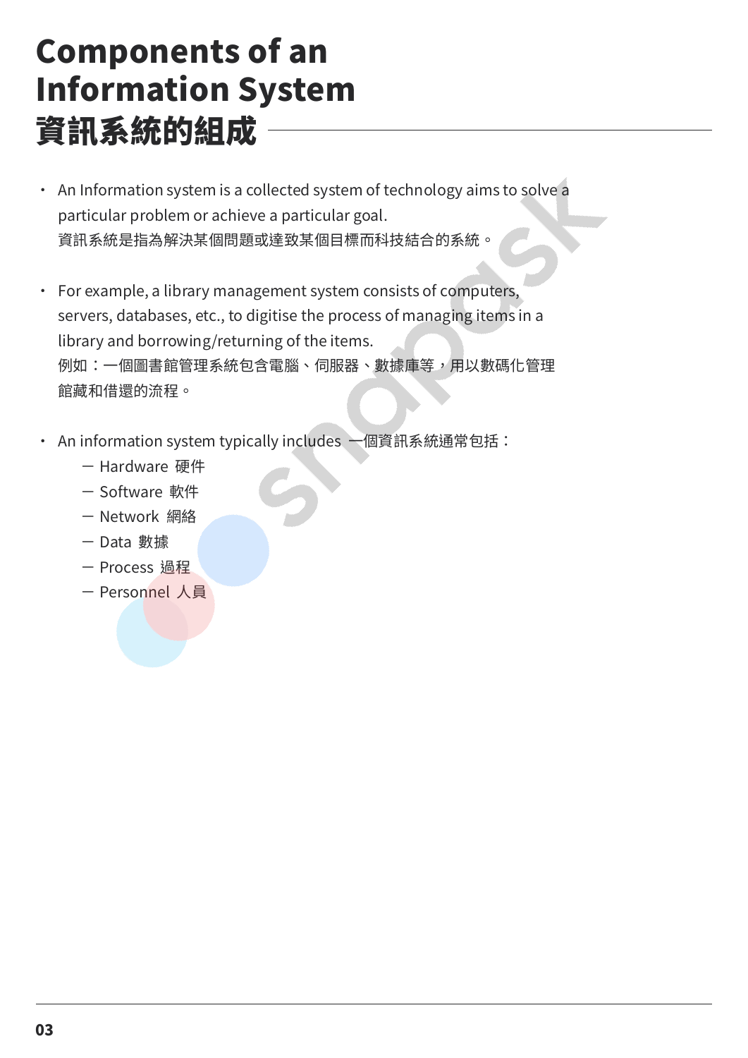# Components of an Information System 資訊系統的組成

- An Information system is a collected system of technology aims to solve a particular problem or achieve a particular goal.
  資訊系統是指為解決某個問題或達致某個目標而科技結合的系統。

- For example, a library management system consists of computers, servers, databases, etc., to digitise the process of managing items in a library and borrowing/returning of the items.
  例如：一個圖書館管理系統包含電腦、伺服器、數據庫等，用以數碼化管理館藏和借還的流程。

- An information system typically includes 一個資訊系統通常包括：
  - Hardware 硬件
  - Software 軟件
  - Network 網絡
  - Data 數據
  - Process 過程
  - Personnel 人員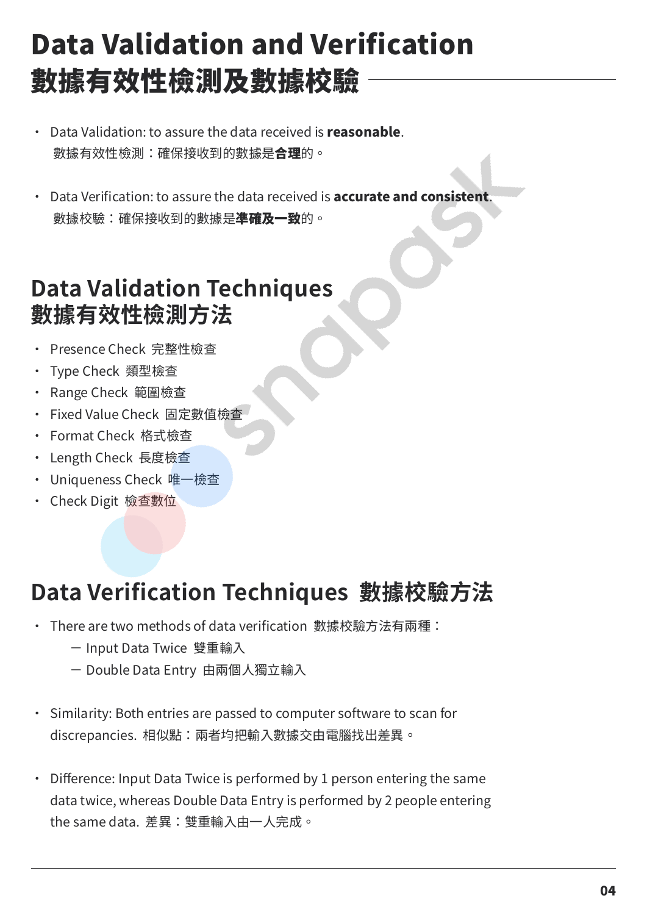# Data Validation and Verification
# 數據有效性檢測及數據校驗

- Data Validation: to assure the data received is **reasonable**.
  數據有效性檢測：確保接收到的數據是**合理**的。

- Data Verification: to assure the data received is **accurate and consistent**.
  數據校驗：確保接收到的數據是**準確及一致**的。

## Data Validation Techniques
## 數據有效性檢測方法

- Presence Check 完整性檢查
- Type Check 類型檢查
- Range Check 範圍檢查
- Fixed Value Check 固定數值檢查
- Format Check 格式檢查
- Length Check 長度檢查
- Uniqueness Check 唯一檢查
- Check Digit 檢查數位

## Data Verification Techniques 數據校驗方法

- There are two methods of data verification 數據校驗方法有兩種：
  - Input Data Twice 雙重輸入
  - Double Data Entry 由兩個人獨立輸入

- Similarity: Both entries are passed to computer software to scan for discrepancies. 相似點：兩者均把輸入數據交由電腦找出差異。

- Difference: Input Data Twice is performed by 1 person entering the same data twice, whereas Double Data Entry is performed by 2 people entering the same data. 差異：雙重輸入由一人完成。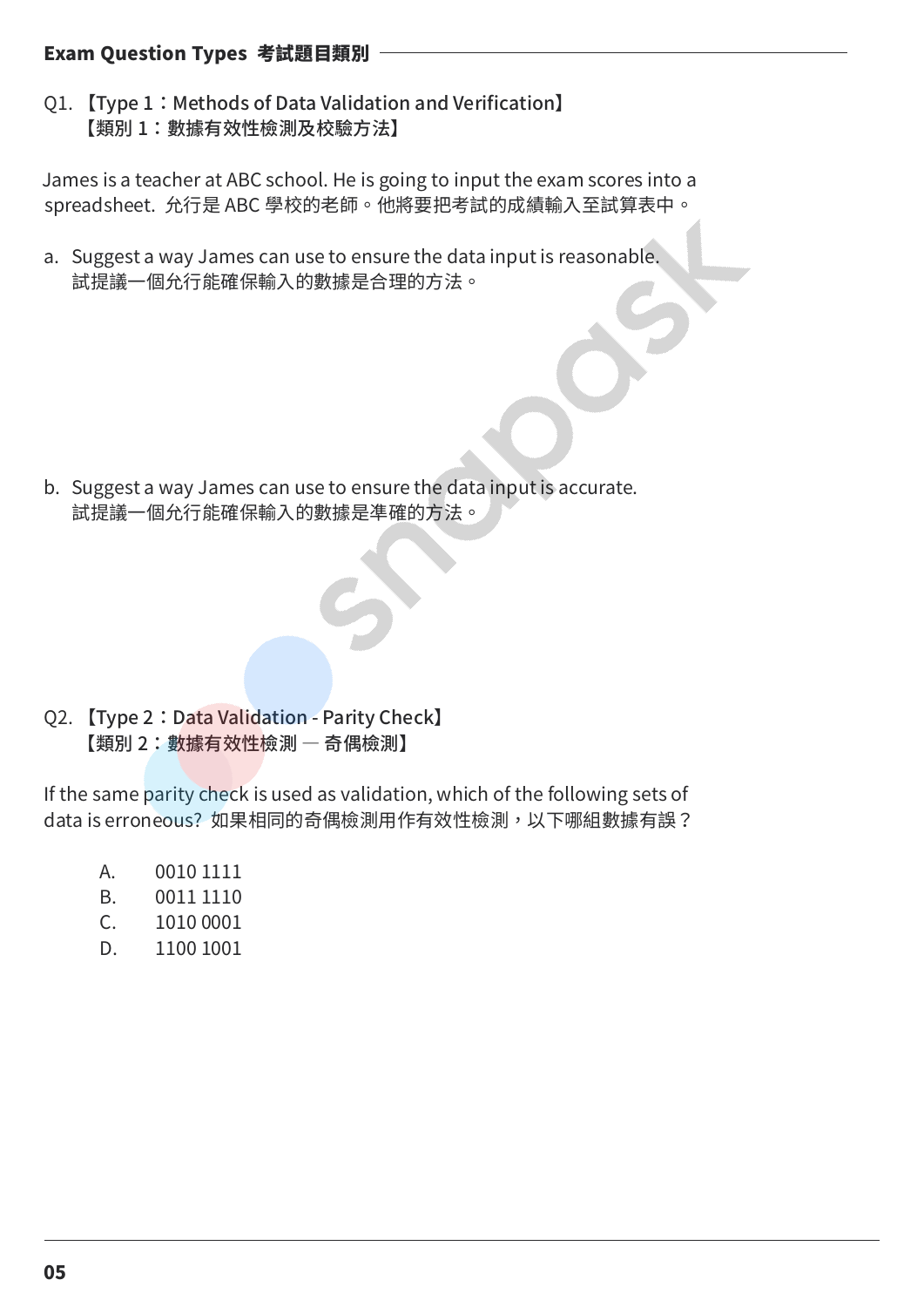## Exam Question Types 考試題目類別

Q1. 【Type 1：Methods of Data Validation and Verification】
【類別 1：數據有效性檢測及校驗方法】

James is a teacher at ABC school. He is going to input the exam scores into a spreadsheet. 允行是 ABC 學校的老師。他將要把考試的成績輸入至試算表中。

a. Suggest a way James can use to ensure the data input is reasonable.
試提議一個允行能確保輸入的數據是合理的方法。

b. Suggest a way James can use to ensure the data input is accurate.
試提議一個允行能確保輸入的數據是準確的方法。

Q2. 【Type 2：Data Validation - Parity Check】
【類別 2：數據有效性檢測 — 奇偶檢測】

If the same parity check is used as validation, which of the following sets of data is erroneous? 如果相同的奇偶檢測用作有效性檢測，以下哪組數據有誤？

A. 0010 1111
B. 0011 1110
C. 1010 0001
D. 1100 1001